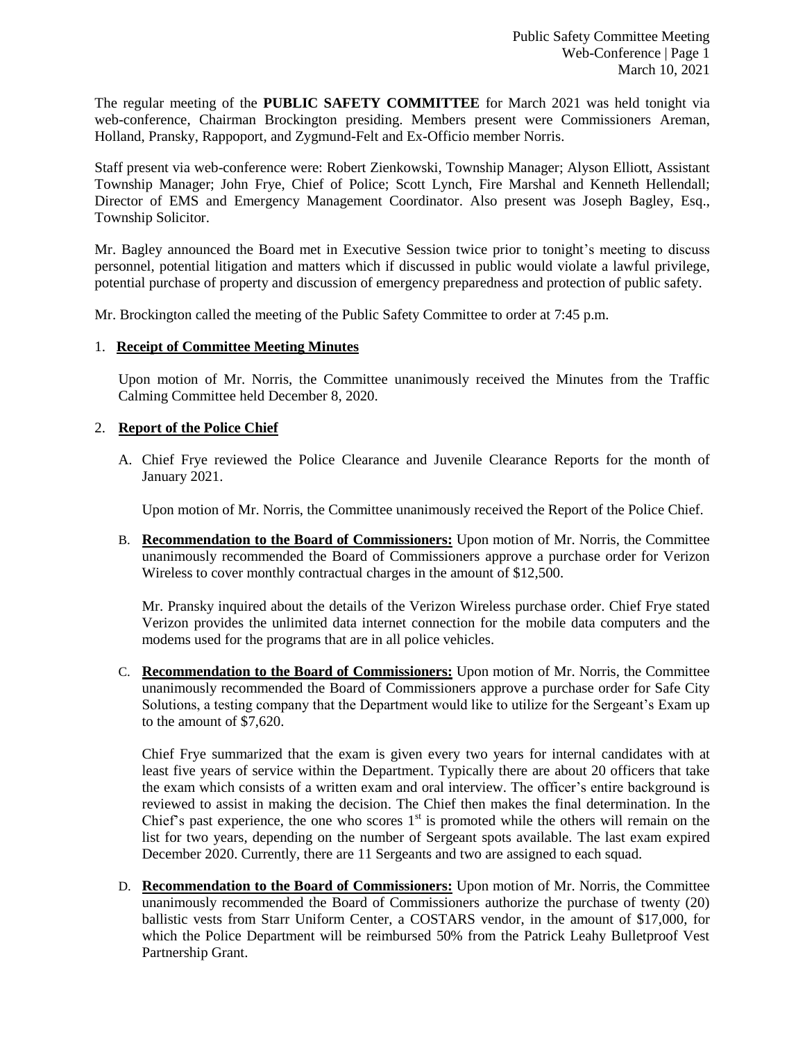The regular meeting of the **PUBLIC SAFETY COMMITTEE** for March 2021 was held tonight via web-conference, Chairman Brockington presiding. Members present were Commissioners Areman, Holland, Pransky, Rappoport, and Zygmund-Felt and Ex-Officio member Norris.

Staff present via web-conference were: Robert Zienkowski, Township Manager; Alyson Elliott, Assistant Township Manager; John Frye, Chief of Police; Scott Lynch, Fire Marshal and Kenneth Hellendall; Director of EMS and Emergency Management Coordinator. Also present was Joseph Bagley, Esq., Township Solicitor.

Mr. Bagley announced the Board met in Executive Session twice prior to tonight's meeting to discuss personnel, potential litigation and matters which if discussed in public would violate a lawful privilege, potential purchase of property and discussion of emergency preparedness and protection of public safety.

Mr. Brockington called the meeting of the Public Safety Committee to order at 7:45 p.m.

1. **Receipt of Committee Meeting Minutes**

   Upon motion of Mr. Norris, the Committee unanimously received the Minutes from the Traffic Calming Committee held December 8, 2020.

2. **Report of the Police Chief**

   A. Chief Frye reviewed the Police Clearance and Juvenile Clearance Reports for the month of January 2021.

      Upon motion of Mr. Norris, the Committee unanimously received the Report of the Police Chief.

   B. **Recommendation to the Board of Commissioners:** Upon motion of Mr. Norris, the Committee unanimously recommended the Board of Commissioners approve a purchase order for Verizon Wireless to cover monthly contractual charges in the amount of $12,500.

      Mr. Pransky inquired about the details of the Verizon Wireless purchase order. Chief Frye stated Verizon provides the unlimited data internet connection for the mobile data computers and the modems used for the programs that are in all police vehicles.

   C. **Recommendation to the Board of Commissioners:** Upon motion of Mr. Norris, the Committee unanimously recommended the Board of Commissioners approve a purchase order for Safe City Solutions, a testing company that the Department would like to utilize for the Sergeant's Exam up to the amount of $7,620.

      Chief Frye summarized that the exam is given every two years for internal candidates with at least five years of service within the Department. Typically there are about 20 officers that take the exam which consists of a written exam and oral interview. The officer's entire background is reviewed to assist in making the decision. The Chief then makes the final determination. In the Chief's past experience, the one who scores 1st is promoted while the others will remain on the list for two years, depending on the number of Sergeant spots available. The last exam expired December 2020. Currently, there are 11 Sergeants and two are assigned to each squad.

   D. **Recommendation to the Board of Commissioners:** Upon motion of Mr. Norris, the Committee unanimously recommended the Board of Commissioners authorize the purchase of twenty (20) ballistic vests from Starr Uniform Center, a COSTARS vendor, in the amount of $17,000, for which the Police Department will be reimbursed 50% from the Patrick Leahy Bulletproof Vest Partnership Grant.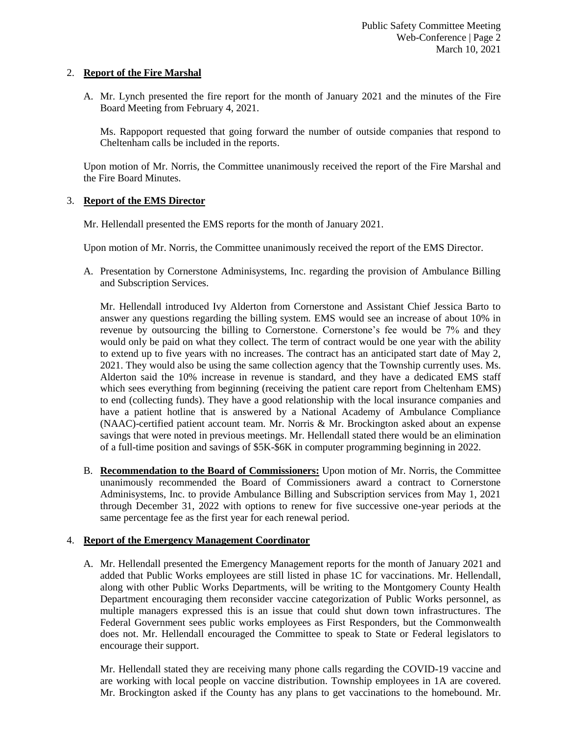2. **Report of the Fire Marshal**

   A. Mr. Lynch presented the fire report for the month of January 2021 and the minutes of the Fire Board Meeting from February 4, 2021.

      Ms. Rappoport requested that going forward the number of outside companies that respond to Cheltenham calls be included in the reports.

   Upon motion of Mr. Norris, the Committee unanimously received the report of the Fire Marshal and the Fire Board Minutes.

3. **Report of the EMS Director**

   Mr. Hellendall presented the EMS reports for the month of January 2021.

   Upon motion of Mr. Norris, the Committee unanimously received the report of the EMS Director.

   A. Presentation by Cornerstone Adminisystems, Inc. regarding the provision of Ambulance Billing and Subscription Services.

      Mr. Hellendall introduced Ivy Alderton from Cornerstone and Assistant Chief Jessica Barto to answer any questions regarding the billing system. EMS would see an increase of about 10% in revenue by outsourcing the billing to Cornerstone. Cornerstone's fee would be 7% and they would only be paid on what they collect. The term of contract would be one year with the ability to extend up to five years with no increases. The contract has an anticipated start date of May 2, 2021. They would also be using the same collection agency that the Township currently uses. Ms. Alderton said the 10% increase in revenue is standard, and they have a dedicated EMS staff which sees everything from beginning (receiving the patient care report from Cheltenham EMS) to end (collecting funds). They have a good relationship with the local insurance companies and have a patient hotline that is answered by a National Academy of Ambulance Compliance (NAAC)-certified patient account team. Mr. Norris & Mr. Brockington asked about an expense savings that were noted in previous meetings. Mr. Hellendall stated there would be an elimination of a full-time position and savings of $5K-$6K in computer programming beginning in 2022.

   B. **Recommendation to the Board of Commissioners:** Upon motion of Mr. Norris, the Committee unanimously recommended the Board of Commissioners award a contract to Cornerstone Adminisystems, Inc. to provide Ambulance Billing and Subscription services from May 1, 2021 through December 31, 2022 with options to renew for five successive one-year periods at the same percentage fee as the first year for each renewal period.

4. **Report of the Emergency Management Coordinator**

   A. Mr. Hellendall presented the Emergency Management reports for the month of January 2021 and added that Public Works employees are still listed in phase 1C for vaccinations. Mr. Hellendall, along with other Public Works Departments, will be writing to the Montgomery County Health Department encouraging them reconsider vaccine categorization of Public Works personnel, as multiple managers expressed this is an issue that could shut down town infrastructures. The Federal Government sees public works employees as First Responders, but the Commonwealth does not. Mr. Hellendall encouraged the Committee to speak to State or Federal legislators to encourage their support.

      Mr. Hellendall stated they are receiving many phone calls regarding the COVID-19 vaccine and are working with local people on vaccine distribution. Township employees in 1A are covered. Mr. Brockington asked if the County has any plans to get vaccinations to the homebound. Mr.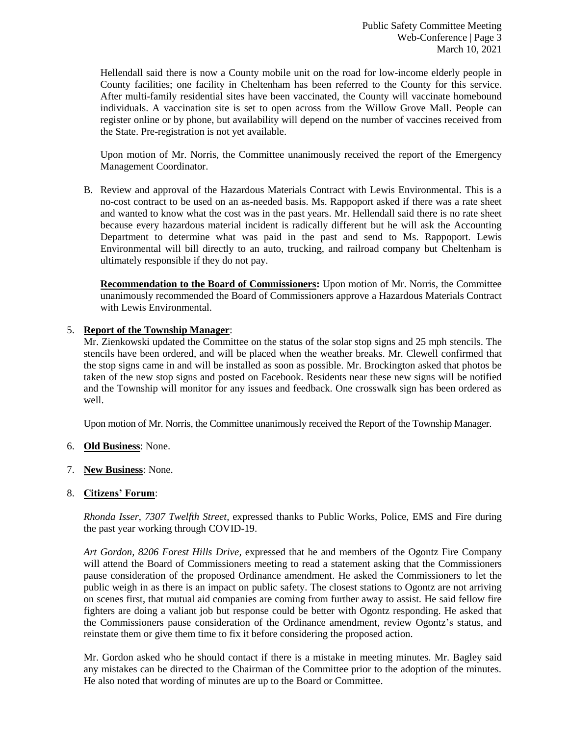Hellendall said there is now a County mobile unit on the road for low-income elderly people in County facilities; one facility in Cheltenham has been referred to the County for this service. After multi-family residential sites have been vaccinated, the County will vaccinate homebound individuals. A vaccination site is set to open across from the Willow Grove Mall. People can register online or by phone, but availability will depend on the number of vaccines received from the State. Pre-registration is not yet available.

Upon motion of Mr. Norris, the Committee unanimously received the report of the Emergency Management Coordinator.

B. Review and approval of the Hazardous Materials Contract with Lewis Environmental. This is a no-cost contract to be used on an as-needed basis. Ms. Rappoport asked if there was a rate sheet and wanted to know what the cost was in the past years. Mr. Hellendall said there is no rate sheet because every hazardous material incident is radically different but he will ask the Accounting Department to determine what was paid in the past and send to Ms. Rappoport. Lewis Environmental will bill directly to an auto, trucking, and railroad company but Cheltenham is ultimately responsible if they do not pay.

   **Recommendation to the Board of Commissioners:** Upon motion of Mr. Norris, the Committee unanimously recommended the Board of Commissioners approve a Hazardous Materials Contract with Lewis Environmental.

5. **Report of the Township Manager**:
   Mr. Zienkowski updated the Committee on the status of the solar stop signs and 25 mph stencils. The stencils have been ordered, and will be placed when the weather breaks. Mr. Clewell confirmed that the stop signs came in and will be installed as soon as possible. Mr. Brockington asked that photos be taken of the new stop signs and posted on Facebook. Residents near these new signs will be notified and the Township will monitor for any issues and feedback. One crosswalk sign has been ordered as well.

   Upon motion of Mr. Norris, the Committee unanimously received the Report of the Township Manager.

6. **Old Business**: None.

7. **New Business**: None.

8. **Citizens' Forum**:

   *Rhonda Isser, 7307 Twelfth Street,* expressed thanks to Public Works, Police, EMS and Fire during the past year working through COVID-19.

   *Art Gordon, 8206 Forest Hills Drive,* expressed that he and members of the Ogontz Fire Company will attend the Board of Commissioners meeting to read a statement asking that the Commissioners pause consideration of the proposed Ordinance amendment. He asked the Commissioners to let the public weigh in as there is an impact on public safety. The closest stations to Ogontz are not arriving on scenes first, that mutual aid companies are coming from further away to assist. He said fellow fire fighters are doing a valiant job but response could be better with Ogontz responding. He asked that the Commissioners pause consideration of the Ordinance amendment, review Ogontz's status, and reinstate them or give them time to fix it before considering the proposed action.

   Mr. Gordon asked who he should contact if there is a mistake in meeting minutes. Mr. Bagley said any mistakes can be directed to the Chairman of the Committee prior to the adoption of the minutes. He also noted that wording of minutes are up to the Board or Committee.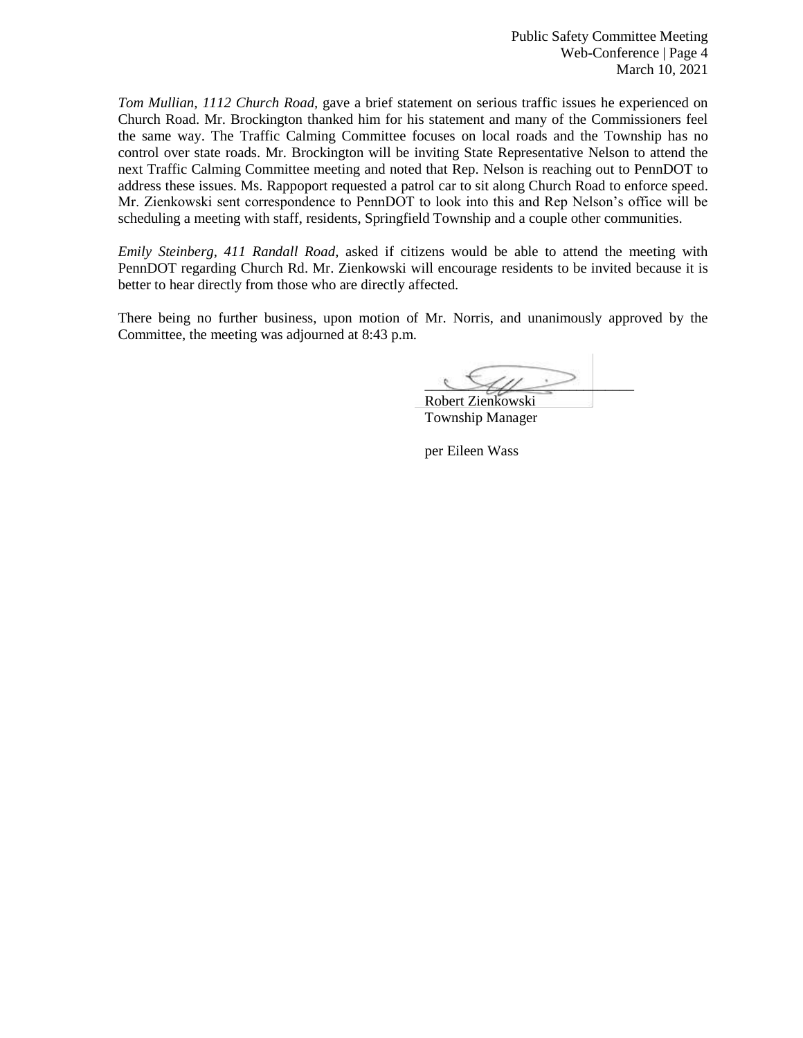*Tom Mullian, 1112 Church Road,* gave a brief statement on serious traffic issues he experienced on Church Road. Mr. Brockington thanked him for his statement and many of the Commissioners feel the same way. The Traffic Calming Committee focuses on local roads and the Township has no control over state roads. Mr. Brockington will be inviting State Representative Nelson to attend the next Traffic Calming Committee meeting and noted that Rep. Nelson is reaching out to PennDOT to address these issues. Ms. Rappoport requested a patrol car to sit along Church Road to enforce speed. Mr. Zienkowski sent correspondence to PennDOT to look into this and Rep Nelson's office will be scheduling a meeting with staff, residents, Springfield Township and a couple other communities.

*Emily Steinberg, 411 Randall Road,* asked if citizens would be able to attend the meeting with PennDOT regarding Church Rd. Mr. Zienkowski will encourage residents to be invited because it is better to hear directly from those who are directly affected.

There being no further business, upon motion of Mr. Norris, and unanimously approved by the Committee, the meeting was adjourned at 8:43 p.m.

Robert Zienkowski
Township Manager

per Eileen Wass